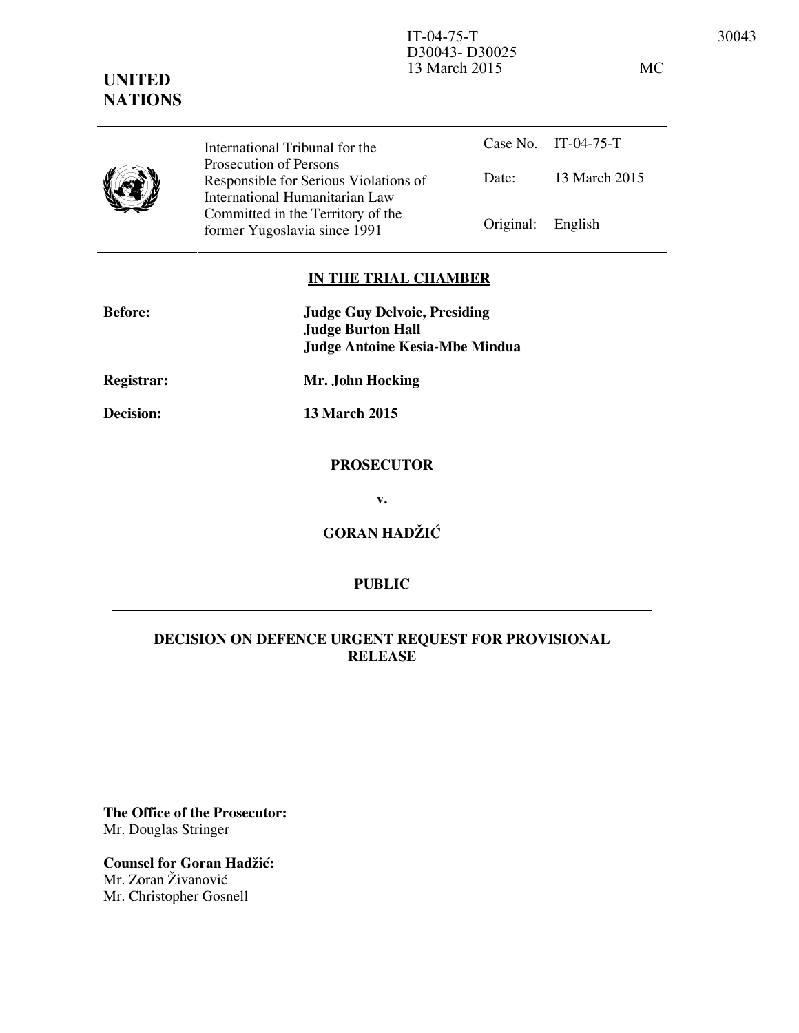IT-04-75-T
D30043- D30025
13 March 2015 MC

**UNITED NATIONS**

| International Tribunal for the Prosecution of Persons Responsible for Serious Violations of International Humanitarian Law Committed in the Territory of the former Yugoslavia since 1991 | Case No. | IT-04-75-T |
|---|---|---|
| | Date: | 13 March 2015 |
| | Original: | English |

**IN THE TRIAL CHAMBER**

**Before:** **Judge Guy Delvoie, Presiding**
**Judge Burton Hall**
**Judge Antoine Kesia-Mbe Mindua**

**Registrar:** **Mr. John Hocking**

**Decision:** **13 March 2015**

**PROSECUTOR**

**v.**

**GORAN HADŽIĆ**

**PUBLIC**

**DECISION ON DEFENCE URGENT REQUEST FOR PROVISIONAL RELEASE**

**The Office of the Prosecutor:**
Mr. Douglas Stringer

**Counsel for Goran Hadžić:**
Mr. Zoran Živanović
Mr. Christopher Gosnell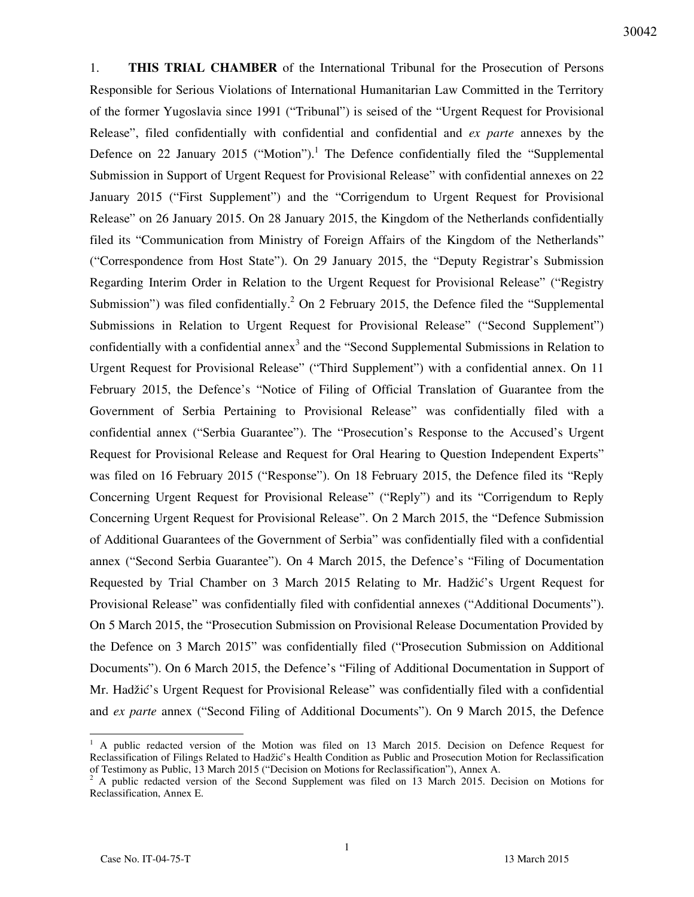1. **THIS TRIAL CHAMBER** of the International Tribunal for the Prosecution of Persons Responsible for Serious Violations of International Humanitarian Law Committed in the Territory of the former Yugoslavia since 1991 ("Tribunal") is seised of the "Urgent Request for Provisional Release", filed confidentially with confidential and confidential and *ex parte* annexes by the Defence on 22 January 2015 ("Motion").[1] The Defence confidentially filed the "Supplemental Submission in Support of Urgent Request for Provisional Release" with confidential annexes on 22 January 2015 ("First Supplement") and the "Corrigendum to Urgent Request for Provisional Release" on 26 January 2015. On 28 January 2015, the Kingdom of the Netherlands confidentially filed its "Communication from Ministry of Foreign Affairs of the Kingdom of the Netherlands" ("Correspondence from Host State"). On 29 January 2015, the "Deputy Registrar's Submission Regarding Interim Order in Relation to the Urgent Request for Provisional Release" ("Registry Submission") was filed confidentially.[2] On 2 February 2015, the Defence filed the "Supplemental Submissions in Relation to Urgent Request for Provisional Release" ("Second Supplement") confidentially with a confidential annex[3] and the "Second Supplemental Submissions in Relation to Urgent Request for Provisional Release" ("Third Supplement") with a confidential annex. On 11 February 2015, the Defence's "Notice of Filing of Official Translation of Guarantee from the Government of Serbia Pertaining to Provisional Release" was confidentially filed with a confidential annex ("Serbia Guarantee"). The "Prosecution's Response to the Accused's Urgent Request for Provisional Release and Request for Oral Hearing to Question Independent Experts" was filed on 16 February 2015 ("Response"). On 18 February 2015, the Defence filed its "Reply Concerning Urgent Request for Provisional Release" ("Reply") and its "Corrigendum to Reply Concerning Urgent Request for Provisional Release". On 2 March 2015, the "Defence Submission of Additional Guarantees of the Government of Serbia" was confidentially filed with a confidential annex ("Second Serbia Guarantee"). On 4 March 2015, the Defence's "Filing of Documentation Requested by Trial Chamber on 3 March 2015 Relating to Mr. Hadžić's Urgent Request for Provisional Release" was confidentially filed with confidential annexes ("Additional Documents"). On 5 March 2015, the "Prosecution Submission on Provisional Release Documentation Provided by the Defence on 3 March 2015" was confidentially filed ("Prosecution Submission on Additional Documents"). On 6 March 2015, the Defence's "Filing of Additional Documentation in Support of Mr. Hadžić's Urgent Request for Provisional Release" was confidentially filed with a confidential and *ex parte* annex ("Second Filing of Additional Documents"). On 9 March 2015, the Defence

---

[1] A public redacted version of the Motion was filed on 13 March 2015. Decision on Defence Request for Reclassification of Filings Related to Hadžić's Health Condition as Public and Prosecution Motion for Reclassification of Testimony as Public, 13 March 2015 ("Decision on Motions for Reclassification"), Annex A.

[2] A public redacted version of the Second Supplement was filed on 13 March 2015. Decision on Motions for Reclassification, Annex E.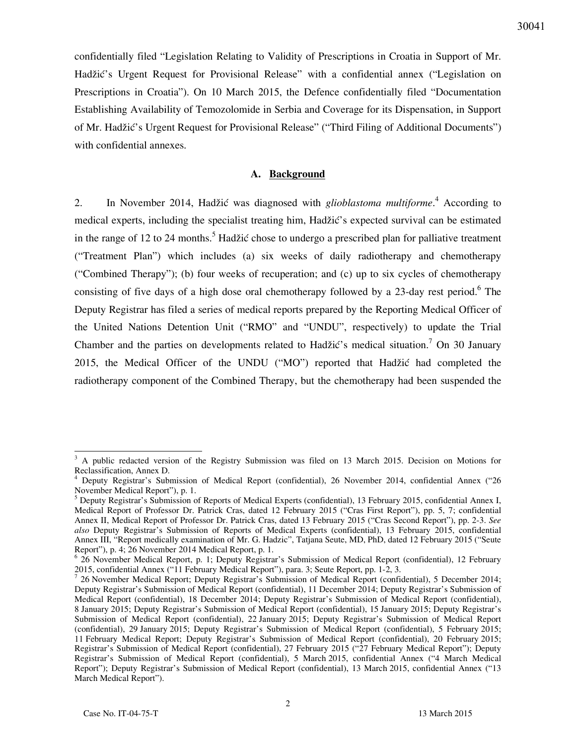confidentially filed "Legislation Relating to Validity of Prescriptions in Croatia in Support of Mr. Hadžić's Urgent Request for Provisional Release" with a confidential annex ("Legislation on Prescriptions in Croatia"). On 10 March 2015, the Defence confidentially filed "Documentation Establishing Availability of Temozolomide in Serbia and Coverage for its Dispensation, in Support of Mr. Hadžić's Urgent Request for Provisional Release" ("Third Filing of Additional Documents") with confidential annexes.

### A. Background

2. In November 2014, Hadžić was diagnosed with *glioblastoma multiforme*.[4] According to medical experts, including the specialist treating him, Hadžić's expected survival can be estimated in the range of 12 to 24 months.[5] Hadžić chose to undergo a prescribed plan for palliative treatment ("Treatment Plan") which includes (a) six weeks of daily radiotherapy and chemotherapy ("Combined Therapy"); (b) four weeks of recuperation; and (c) up to six cycles of chemotherapy consisting of five days of a high dose oral chemotherapy followed by a 23-day rest period.[6] The Deputy Registrar has filed a series of medical reports prepared by the Reporting Medical Officer of the United Nations Detention Unit ("RMO" and "UNDU", respectively) to update the Trial Chamber and the parties on developments related to Hadžić's medical situation.[7] On 30 January 2015, the Medical Officer of the UNDU ("MO") reported that Hadžić had completed the radiotherapy component of the Combined Therapy, but the chemotherapy had been suspended the

---

[3] A public redacted version of the Registry Submission was filed on 13 March 2015. Decision on Motions for Reclassification, Annex D.

[4] Deputy Registrar's Submission of Medical Report (confidential), 26 November 2014, confidential Annex ("26 November Medical Report"), p. 1.

[5] Deputy Registrar's Submission of Reports of Medical Experts (confidential), 13 February 2015, confidential Annex I, Medical Report of Professor Dr. Patrick Cras, dated 12 February 2015 ("Cras First Report"), pp. 5, 7; confidential Annex II, Medical Report of Professor Dr. Patrick Cras, dated 13 February 2015 ("Cras Second Report"), pp. 2-3. *See also* Deputy Registrar's Submission of Reports of Medical Experts (confidential), 13 February 2015, confidential Annex III, "Report medically examination of Mr. G. Hadzic", Tatjana Seute, MD, PhD, dated 12 February 2015 ("Seute Report"), p. 4; 26 November 2014 Medical Report, p. 1.

[6] 26 November Medical Report, p. 1; Deputy Registrar's Submission of Medical Report (confidential), 12 February 2015, confidential Annex ("11 February Medical Report"), para. 3; Seute Report, pp. 1-2, 3.

[7] 26 November Medical Report; Deputy Registrar's Submission of Medical Report (confidential), 5 December 2014; Deputy Registrar's Submission of Medical Report (confidential), 11 December 2014; Deputy Registrar's Submission of Medical Report (confidential), 18 December 2014; Deputy Registrar's Submission of Medical Report (confidential), 8 January 2015; Deputy Registrar's Submission of Medical Report (confidential), 15 January 2015; Deputy Registrar's Submission of Medical Report (confidential), 22 January 2015; Deputy Registrar's Submission of Medical Report (confidential), 29 January 2015; Deputy Registrar's Submission of Medical Report (confidential), 5 February 2015; 11 February Medical Report; Deputy Registrar's Submission of Medical Report (confidential), 20 February 2015; Registrar's Submission of Medical Report (confidential), 27 February 2015 ("27 February Medical Report"); Deputy Registrar's Submission of Medical Report (confidential), 5 March 2015, confidential Annex ("4 March Medical Report"); Deputy Registrar's Submission of Medical Report (confidential), 13 March 2015, confidential Annex ("13 March Medical Report").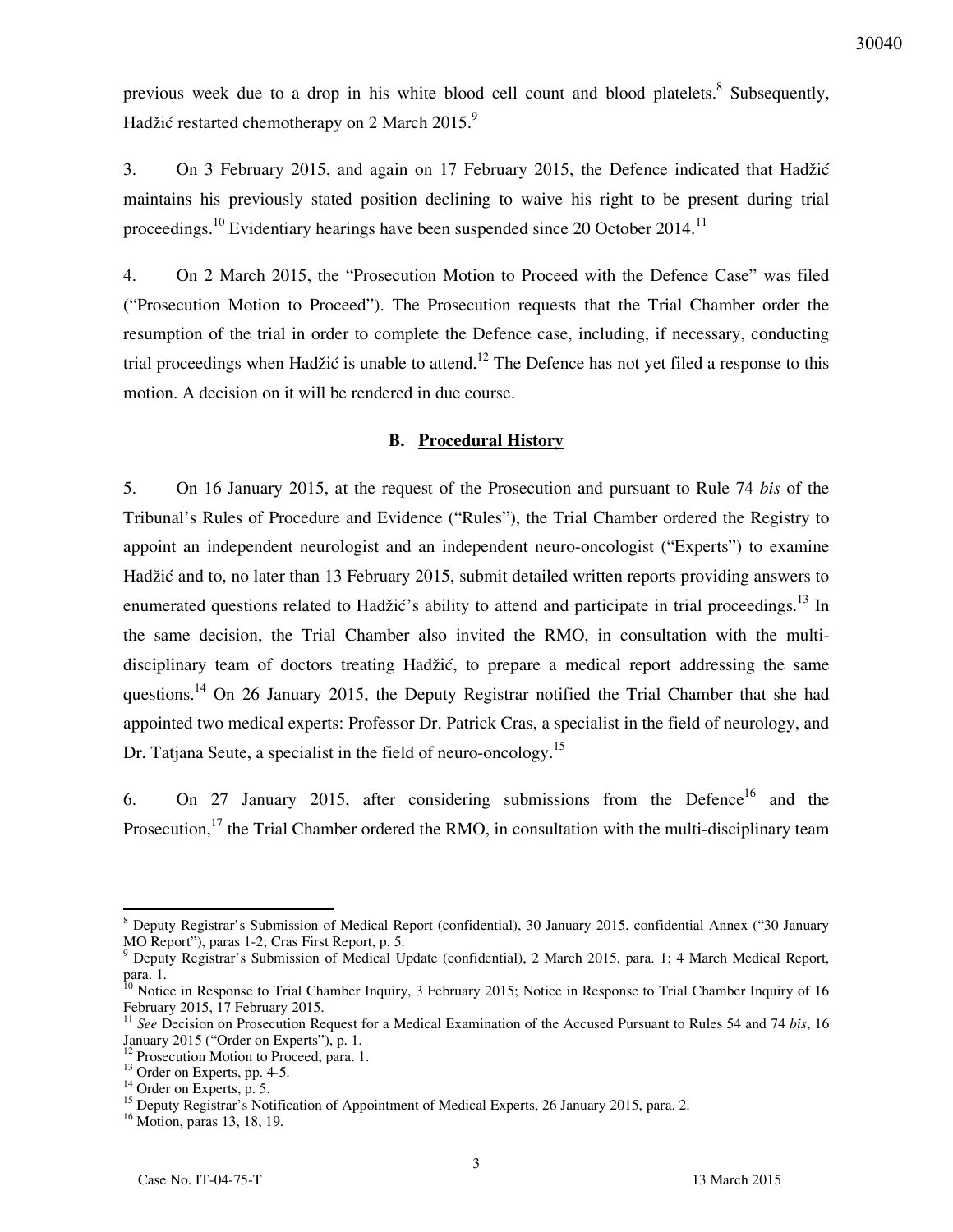previous week due to a drop in his white blood cell count and blood platelets.[8] Subsequently, Hadžić restarted chemotherapy on 2 March 2015.[9]

3. On 3 February 2015, and again on 17 February 2015, the Defence indicated that Hadžić maintains his previously stated position declining to waive his right to be present during trial proceedings.[10] Evidentiary hearings have been suspended since 20 October 2014.[11]

4. On 2 March 2015, the "Prosecution Motion to Proceed with the Defence Case" was filed ("Prosecution Motion to Proceed"). The Prosecution requests that the Trial Chamber order the resumption of the trial in order to complete the Defence case, including, if necessary, conducting trial proceedings when Hadžić is unable to attend.[12] The Defence has not yet filed a response to this motion. A decision on it will be rendered in due course.

### B. Procedural History

5. On 16 January 2015, at the request of the Prosecution and pursuant to Rule 74 *bis* of the Tribunal's Rules of Procedure and Evidence ("Rules"), the Trial Chamber ordered the Registry to appoint an independent neurologist and an independent neuro-oncologist ("Experts") to examine Hadžić and to, no later than 13 February 2015, submit detailed written reports providing answers to enumerated questions related to Hadžić's ability to attend and participate in trial proceedings.[13] In the same decision, the Trial Chamber also invited the RMO, in consultation with the multi-disciplinary team of doctors treating Hadžić, to prepare a medical report addressing the same questions.[14] On 26 January 2015, the Deputy Registrar notified the Trial Chamber that she had appointed two medical experts: Professor Dr. Patrick Cras, a specialist in the field of neurology, and Dr. Tatjana Seute, a specialist in the field of neuro-oncology.[15]

6. On 27 January 2015, after considering submissions from the Defence[16] and the Prosecution,[17] the Trial Chamber ordered the RMO, in consultation with the multi-disciplinary team

---

[8] Deputy Registrar's Submission of Medical Report (confidential), 30 January 2015, confidential Annex ("30 January MO Report"), paras 1-2; Cras First Report, p. 5.

[9] Deputy Registrar's Submission of Medical Update (confidential), 2 March 2015, para. 1; 4 March Medical Report, para. 1.

[10] Notice in Response to Trial Chamber Inquiry, 3 February 2015; Notice in Response to Trial Chamber Inquiry of 16 February 2015, 17 February 2015.

[11] *See* Decision on Prosecution Request for a Medical Examination of the Accused Pursuant to Rules 54 and 74 *bis*, 16 January 2015 ("Order on Experts"), p. 1.

[12] Prosecution Motion to Proceed, para. 1.

[13] Order on Experts, pp. 4-5.

[14] Order on Experts, p. 5.

[15] Deputy Registrar's Notification of Appointment of Medical Experts, 26 January 2015, para. 2.

[16] Motion, paras 13, 18, 19.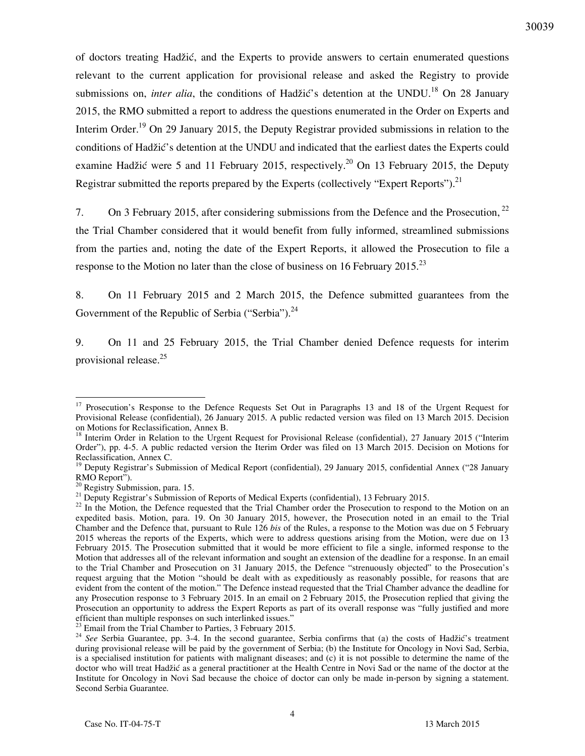of doctors treating Hadžić, and the Experts to provide answers to certain enumerated questions relevant to the current application for provisional release and asked the Registry to provide submissions on, *inter alia*, the conditions of Hadžić's detention at the UNDU.[18] On 28 January 2015, the RMO submitted a report to address the questions enumerated in the Order on Experts and Interim Order.[19] On 29 January 2015, the Deputy Registrar provided submissions in relation to the conditions of Hadžić's detention at the UNDU and indicated that the earliest dates the Experts could examine Hadžić were 5 and 11 February 2015, respectively.[20] On 13 February 2015, the Deputy Registrar submitted the reports prepared by the Experts (collectively "Expert Reports").[21]

7. On 3 February 2015, after considering submissions from the Defence and the Prosecution,[22] the Trial Chamber considered that it would benefit from fully informed, streamlined submissions from the parties and, noting the date of the Expert Reports, it allowed the Prosecution to file a response to the Motion no later than the close of business on 16 February 2015.[23]

8. On 11 February 2015 and 2 March 2015, the Defence submitted guarantees from the Government of the Republic of Serbia ("Serbia").[24]

9. On 11 and 25 February 2015, the Trial Chamber denied Defence requests for interim provisional release.[25]

---

[17] Prosecution's Response to the Defence Requests Set Out in Paragraphs 13 and 18 of the Urgent Request for Provisional Release (confidential), 26 January 2015. A public redacted version was filed on 13 March 2015. Decision on Motions for Reclassification, Annex B.

[18] Interim Order in Relation to the Urgent Request for Provisional Release (confidential), 27 January 2015 ("Interim Order"), pp. 4-5. A public redacted version the Iterim Order was filed on 13 March 2015. Decision on Motions for Reclassification, Annex C.

[19] Deputy Registrar's Submission of Medical Report (confidential), 29 January 2015, confidential Annex ("28 January RMO Report").

[20] Registry Submission, para. 15.

[21] Deputy Registrar's Submission of Reports of Medical Experts (confidential), 13 February 2015.

[22] In the Motion, the Defence requested that the Trial Chamber order the Prosecution to respond to the Motion on an expedited basis. Motion, para. 19. On 30 January 2015, however, the Prosecution noted in an email to the Trial Chamber and the Defence that, pursuant to Rule 126 *bis* of the Rules, a response to the Motion was due on 5 February 2015 whereas the reports of the Experts, which were to address questions arising from the Motion, were due on 13 February 2015. The Prosecution submitted that it would be more efficient to file a single, informed response to the Motion that addresses all of the relevant information and sought an extension of the deadline for a response. In an email to the Trial Chamber and Prosecution on 31 January 2015, the Defence "strenuously objected" to the Prosecution's request arguing that the Motion "should be dealt with as expeditiously as reasonably possible, for reasons that are evident from the content of the motion." The Defence instead requested that the Trial Chamber advance the deadline for any Prosecution response to 3 February 2015. In an email on 2 February 2015, the Prosecution replied that giving the Prosecution an opportunity to address the Expert Reports as part of its overall response was "fully justified and more efficient than multiple responses on such interlinked issues."

[23] Email from the Trial Chamber to Parties, 3 February 2015.

[24] *See* Serbia Guarantee, pp. 3-4. In the second guarantee, Serbia confirms that (a) the costs of Hadžić's treatment during provisional release will be paid by the government of Serbia; (b) the Institute for Oncology in Novi Sad, Serbia, is a specialised institution for patients with malignant diseases; and (c) it is not possible to determine the name of the doctor who will treat Hadžić as a general practitioner at the Health Centre in Novi Sad or the name of the doctor at the Institute for Oncology in Novi Sad because the choice of doctor can only be made in-person by signing a statement. Second Serbia Guarantee.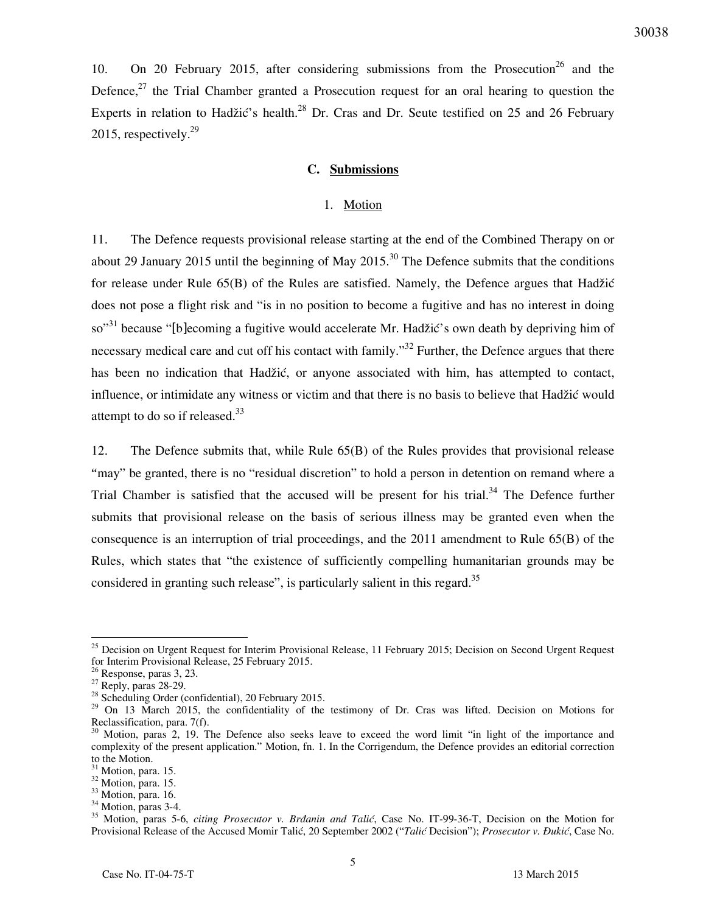10. On 20 February 2015, after considering submissions from the Prosecution[26] and the Defence,[27] the Trial Chamber granted a Prosecution request for an oral hearing to question the Experts in relation to Hadžić's health.[28] Dr. Cras and Dr. Seute testified on 25 and 26 February 2015, respectively.[29]

### C. Submissions

#### 1. Motion

11. The Defence requests provisional release starting at the end of the Combined Therapy on or about 29 January 2015 until the beginning of May 2015.[30] The Defence submits that the conditions for release under Rule 65(B) of the Rules are satisfied. Namely, the Defence argues that Hadžić does not pose a flight risk and "is in no position to become a fugitive and has no interest in doing so"[31] because "[b]ecoming a fugitive would accelerate Mr. Hadžić's own death by depriving him of necessary medical care and cut off his contact with family."[32] Further, the Defence argues that there has been no indication that Hadžić, or anyone associated with him, has attempted to contact, influence, or intimidate any witness or victim and that there is no basis to believe that Hadžić would attempt to do so if released.[33]

12. The Defence submits that, while Rule 65(B) of the Rules provides that provisional release "may" be granted, there is no "residual discretion" to hold a person in detention on remand where a Trial Chamber is satisfied that the accused will be present for his trial.[34] The Defence further submits that provisional release on the basis of serious illness may be granted even when the consequence is an interruption of trial proceedings, and the 2011 amendment to Rule 65(B) of the Rules, which states that "the existence of sufficiently compelling humanitarian grounds may be considered in granting such release", is particularly salient in this regard.[35]

---

[25] Decision on Urgent Request for Interim Provisional Release, 11 February 2015; Decision on Second Urgent Request for Interim Provisional Release, 25 February 2015.

[26] Response, paras 3, 23.

[27] Reply, paras 28-29.

[28] Scheduling Order (confidential), 20 February 2015.

[29] On 13 March 2015, the confidentiality of the testimony of Dr. Cras was lifted. Decision on Motions for Reclassification, para. 7(f).

[30] Motion, paras 2, 19. The Defence also seeks leave to exceed the word limit "in light of the importance and complexity of the present application." Motion, fn. 1. In the Corrigendum, the Defence provides an editorial correction to the Motion.

[31] Motion, para. 15.

[32] Motion, para. 15.

[33] Motion, para. 16.

[34] Motion, paras 3-4.

[35] Motion, paras 5-6, *citing Prosecutor v. Brđanin and Talić*, Case No. IT-99-36-T, Decision on the Motion for Provisional Release of the Accused Momir Talić, 20 September 2002 ("*Talić* Decision"); *Prosecutor v. Đukić*, Case No.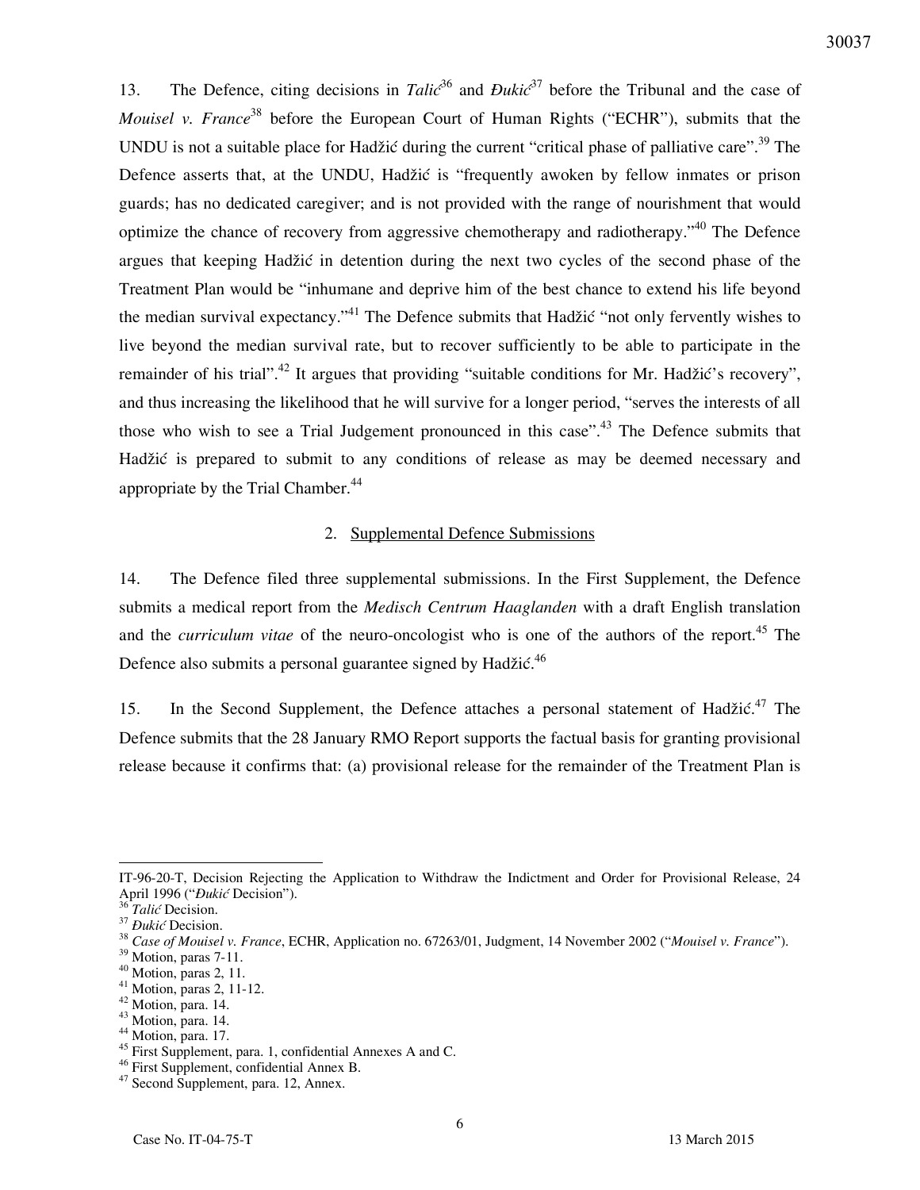13. The Defence, citing decisions in *Talić*[36] and *Đukić*[37] before the Tribunal and the case of *Mouisel v. France*[38] before the European Court of Human Rights ("ECHR"), submits that the UNDU is not a suitable place for Hadžić during the current "critical phase of palliative care".[39] The Defence asserts that, at the UNDU, Hadžić is "frequently awoken by fellow inmates or prison guards; has no dedicated caregiver; and is not provided with the range of nourishment that would optimize the chance of recovery from aggressive chemotherapy and radiotherapy."[40] The Defence argues that keeping Hadžić in detention during the next two cycles of the second phase of the Treatment Plan would be "inhumane and deprive him of the best chance to extend his life beyond the median survival expectancy."[41] The Defence submits that Hadžić "not only fervently wishes to live beyond the median survival rate, but to recover sufficiently to be able to participate in the remainder of his trial".[42] It argues that providing "suitable conditions for Mr. Hadžić's recovery", and thus increasing the likelihood that he will survive for a longer period, "serves the interests of all those who wish to see a Trial Judgement pronounced in this case".[43] The Defence submits that Hadžić is prepared to submit to any conditions of release as may be deemed necessary and appropriate by the Trial Chamber.[44]

## 2. Supplemental Defence Submissions

14. The Defence filed three supplemental submissions. In the First Supplement, the Defence submits a medical report from the *Medisch Centrum Haaglanden* with a draft English translation and the *curriculum vitae* of the neuro-oncologist who is one of the authors of the report.[45] The Defence also submits a personal guarantee signed by Hadžić.[46]

15. In the Second Supplement, the Defence attaches a personal statement of Hadžić.[47] The Defence submits that the 28 January RMO Report supports the factual basis for granting provisional release because it confirms that: (a) provisional release for the remainder of the Treatment Plan is

---

IT-96-20-T, Decision Rejecting the Application to Withdraw the Indictment and Order for Provisional Release, 24 April 1996 ("*Đukić* Decision").

[36] *Talić* Decision.

[37] *Đukić* Decision.

[38] *Case of Mouisel v. France*, ECHR, Application no. 67263/01, Judgment, 14 November 2002 ("*Mouisel v. France*").

[39] Motion, paras 7-11.

[40] Motion, paras 2, 11.

[41] Motion, paras 2, 11-12.

[42] Motion, para. 14.

[43] Motion, para. 14.

[44] Motion, para. 17.

[45] First Supplement, para. 1, confidential Annexes A and C.

[46] First Supplement, confidential Annex B.

[47] Second Supplement, para. 12, Annex.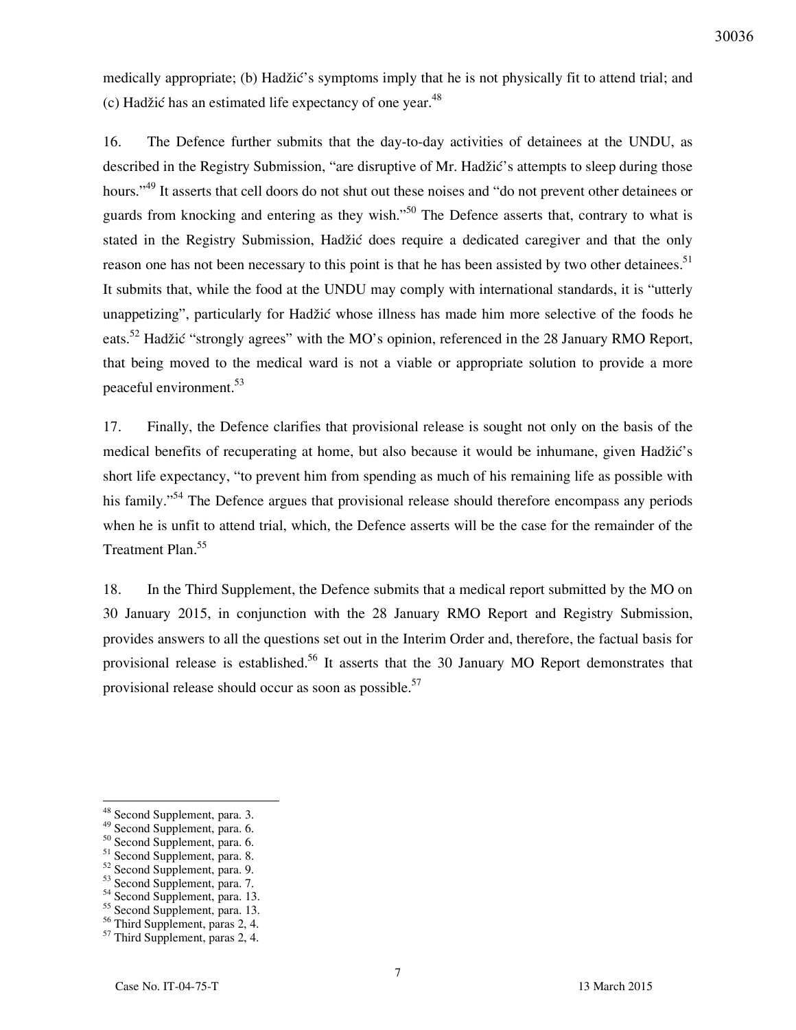medically appropriate; (b) Hadžić's symptoms imply that he is not physically fit to attend trial; and (c) Hadžić has an estimated life expectancy of one year.[48]

16. The Defence further submits that the day-to-day activities of detainees at the UNDU, as described in the Registry Submission, "are disruptive of Mr. Hadžić's attempts to sleep during those hours."[49] It asserts that cell doors do not shut out these noises and "do not prevent other detainees or guards from knocking and entering as they wish."[50] The Defence asserts that, contrary to what is stated in the Registry Submission, Hadžić does require a dedicated caregiver and that the only reason one has not been necessary to this point is that he has been assisted by two other detainees.[51] It submits that, while the food at the UNDU may comply with international standards, it is "utterly unappetizing", particularly for Hadžić whose illness has made him more selective of the foods he eats.[52] Hadžić "strongly agrees" with the MO's opinion, referenced in the 28 January RMO Report, that being moved to the medical ward is not a viable or appropriate solution to provide a more peaceful environment.[53]

17. Finally, the Defence clarifies that provisional release is sought not only on the basis of the medical benefits of recuperating at home, but also because it would be inhumane, given Hadžić's short life expectancy, "to prevent him from spending as much of his remaining life as possible with his family."[54] The Defence argues that provisional release should therefore encompass any periods when he is unfit to attend trial, which, the Defence asserts will be the case for the remainder of the Treatment Plan.[55]

18. In the Third Supplement, the Defence submits that a medical report submitted by the MO on 30 January 2015, in conjunction with the 28 January RMO Report and Registry Submission, provides answers to all the questions set out in the Interim Order and, therefore, the factual basis for provisional release is established.[56] It asserts that the 30 January MO Report demonstrates that provisional release should occur as soon as possible.[57]

---

[48] Second Supplement, para. 3.
[49] Second Supplement, para. 6.
[50] Second Supplement, para. 6.
[51] Second Supplement, para. 8.
[52] Second Supplement, para. 9.
[53] Second Supplement, para. 7.
[54] Second Supplement, para. 13.
[55] Second Supplement, para. 13.
[56] Third Supplement, paras 2, 4.
[57] Third Supplement, paras 2, 4.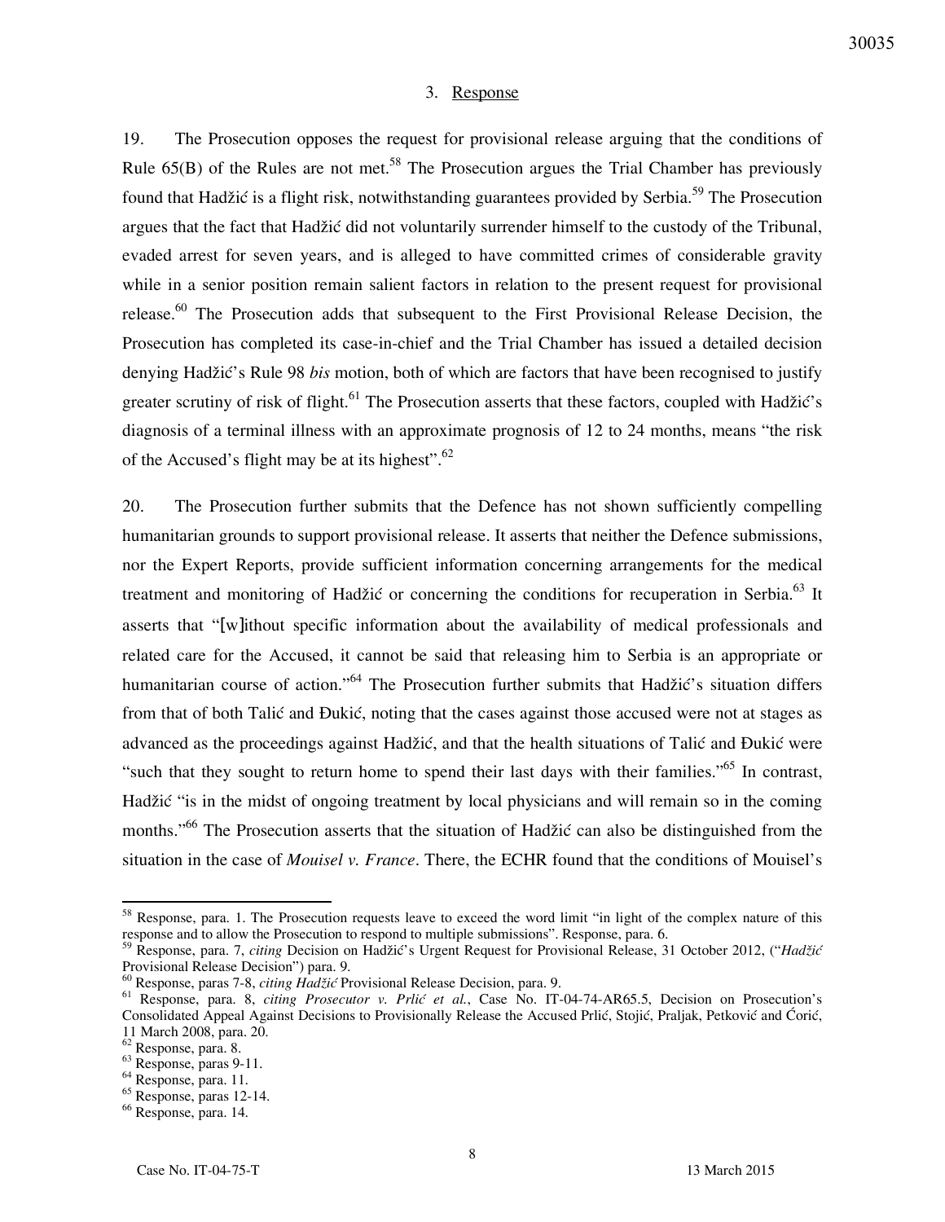### 3. Response

19. The Prosecution opposes the request for provisional release arguing that the conditions of Rule 65(B) of the Rules are not met.[58] The Prosecution argues the Trial Chamber has previously found that Hadžić is a flight risk, notwithstanding guarantees provided by Serbia.[59] The Prosecution argues that the fact that Hadžić did not voluntarily surrender himself to the custody of the Tribunal, evaded arrest for seven years, and is alleged to have committed crimes of considerable gravity while in a senior position remain salient factors in relation to the present request for provisional release.[60] The Prosecution adds that subsequent to the First Provisional Release Decision, the Prosecution has completed its case-in-chief and the Trial Chamber has issued a detailed decision denying Hadžić's Rule 98 *bis* motion, both of which are factors that have been recognised to justify greater scrutiny of risk of flight.[61] The Prosecution asserts that these factors, coupled with Hadžić's diagnosis of a terminal illness with an approximate prognosis of 12 to 24 months, means "the risk of the Accused's flight may be at its highest".[62]

20. The Prosecution further submits that the Defence has not shown sufficiently compelling humanitarian grounds to support provisional release. It asserts that neither the Defence submissions, nor the Expert Reports, provide sufficient information concerning arrangements for the medical treatment and monitoring of Hadžić or concerning the conditions for recuperation in Serbia.[63] It asserts that "[w]ithout specific information about the availability of medical professionals and related care for the Accused, it cannot be said that releasing him to Serbia is an appropriate or humanitarian course of action."[64] The Prosecution further submits that Hadžić's situation differs from that of both Talić and Đukić, noting that the cases against those accused were not at stages as advanced as the proceedings against Hadžić, and that the health situations of Talić and Đukić were "such that they sought to return home to spend their last days with their families."[65] In contrast, Hadžić "is in the midst of ongoing treatment by local physicians and will remain so in the coming months."[66] The Prosecution asserts that the situation of Hadžić can also be distinguished from the situation in the case of *Mouisel v. France*. There, the ECHR found that the conditions of Mouisel's

---

[58] Response, para. 1. The Prosecution requests leave to exceed the word limit "in light of the complex nature of this response and to allow the Prosecution to respond to multiple submissions". Response, para. 6.

[59] Response, para. 7, *citing* Decision on Hadžić's Urgent Request for Provisional Release, 31 October 2012, ("*Hadžić* Provisional Release Decision") para. 9.

[60] Response, paras 7-8, *citing Hadžić* Provisional Release Decision, para. 9.

[61] Response, para. 8, *citing Prosecutor v. Prlić et al.*, Case No. IT-04-74-AR65.5, Decision on Prosecution's Consolidated Appeal Against Decisions to Provisionally Release the Accused Prlić, Stojić, Praljak, Petković and Ćorić, 11 March 2008, para. 20.

[62] Response, para. 8.

[63] Response, paras 9-11.

[64] Response, para. 11.

[65] Response, paras 12-14.

[66] Response, para. 14.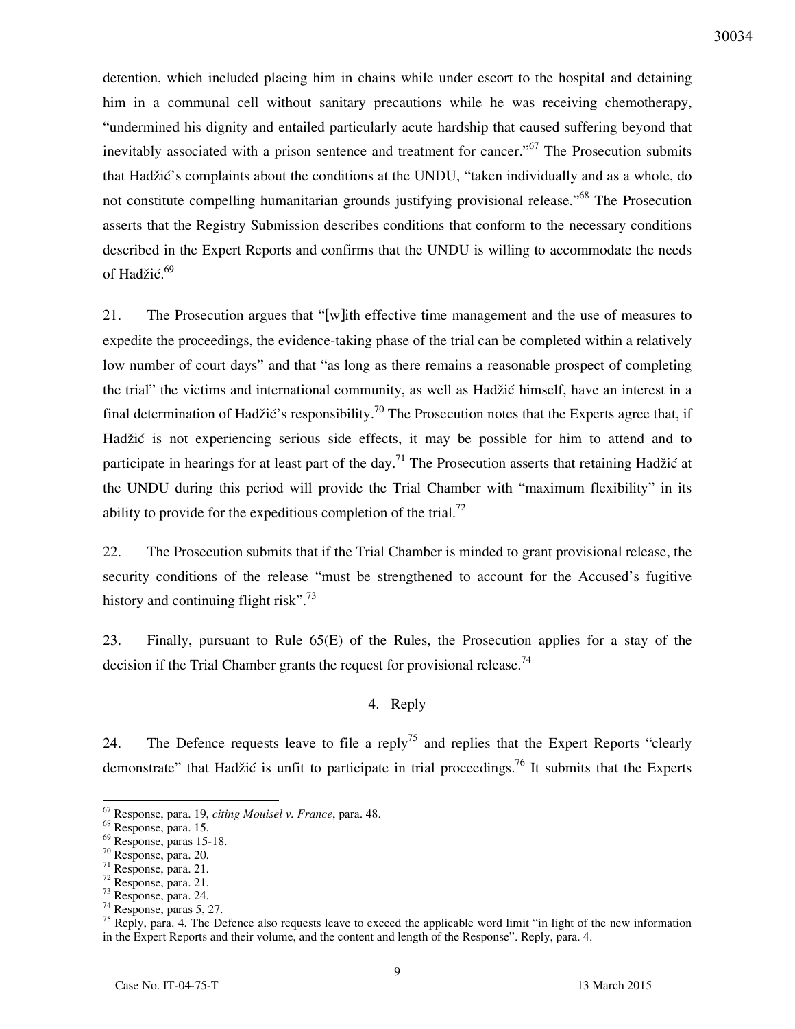detention, which included placing him in chains while under escort to the hospital and detaining him in a communal cell without sanitary precautions while he was receiving chemotherapy, "undermined his dignity and entailed particularly acute hardship that caused suffering beyond that inevitably associated with a prison sentence and treatment for cancer."[67] The Prosecution submits that Hadžić's complaints about the conditions at the UNDU, "taken individually and as a whole, do not constitute compelling humanitarian grounds justifying provisional release."[68] The Prosecution asserts that the Registry Submission describes conditions that conform to the necessary conditions described in the Expert Reports and confirms that the UNDU is willing to accommodate the needs of Hadžić.[69]

21. The Prosecution argues that "[w]ith effective time management and the use of measures to expedite the proceedings, the evidence-taking phase of the trial can be completed within a relatively low number of court days" and that "as long as there remains a reasonable prospect of completing the trial" the victims and international community, as well as Hadžić himself, have an interest in a final determination of Hadžić's responsibility.[70] The Prosecution notes that the Experts agree that, if Hadžić is not experiencing serious side effects, it may be possible for him to attend and to participate in hearings for at least part of the day.[71] The Prosecution asserts that retaining Hadžić at the UNDU during this period will provide the Trial Chamber with "maximum flexibility" in its ability to provide for the expeditious completion of the trial.[72]

22. The Prosecution submits that if the Trial Chamber is minded to grant provisional release, the security conditions of the release "must be strengthened to account for the Accused's fugitive history and continuing flight risk".[73]

23. Finally, pursuant to Rule 65(E) of the Rules, the Prosecution applies for a stay of the decision if the Trial Chamber grants the request for provisional release.[74]

### 4. Reply

24. The Defence requests leave to file a reply[75] and replies that the Expert Reports "clearly demonstrate" that Hadžić is unfit to participate in trial proceedings.[76] It submits that the Experts

---

[67] Response, para. 19, *citing Mouisel v. France*, para. 48.
[68] Response, para. 15.
[69] Response, paras 15-18.
[70] Response, para. 20.
[71] Response, para. 21.
[72] Response, para. 21.
[73] Response, para. 24.
[74] Response, paras 5, 27.
[75] Reply, para. 4. The Defence also requests leave to exceed the applicable word limit "in light of the new information in the Expert Reports and their volume, and the content and length of the Response". Reply, para. 4.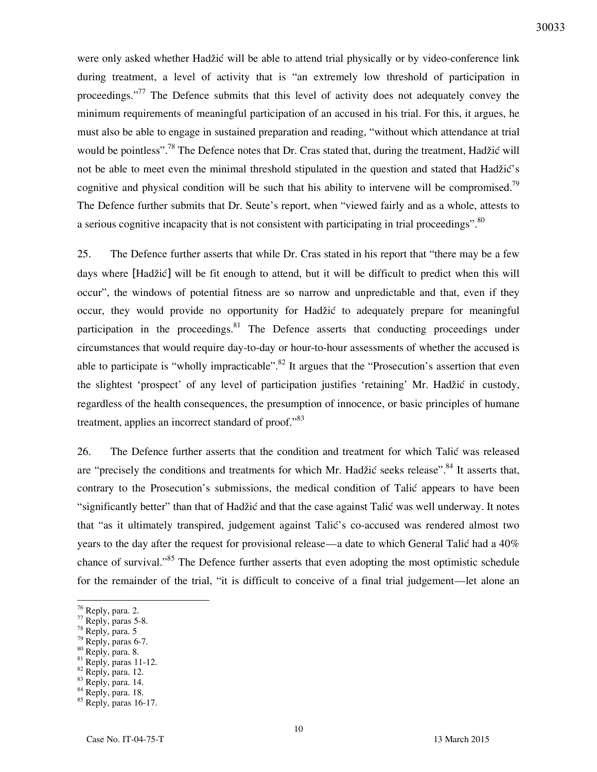were only asked whether Hadžić will be able to attend trial physically or by video-conference link during treatment, a level of activity that is "an extremely low threshold of participation in proceedings."[77] The Defence submits that this level of activity does not adequately convey the minimum requirements of meaningful participation of an accused in his trial. For this, it argues, he must also be able to engage in sustained preparation and reading, "without which attendance at trial would be pointless".[78] The Defence notes that Dr. Cras stated that, during the treatment, Hadžić will not be able to meet even the minimal threshold stipulated in the question and stated that Hadžić's cognitive and physical condition will be such that his ability to intervene will be compromised.[79] The Defence further submits that Dr. Seute's report, when "viewed fairly and as a whole, attests to a serious cognitive incapacity that is not consistent with participating in trial proceedings".[80]

25. The Defence further asserts that while Dr. Cras stated in his report that "there may be a few days where [Hadžić] will be fit enough to attend, but it will be difficult to predict when this will occur", the windows of potential fitness are so narrow and unpredictable and that, even if they occur, they would provide no opportunity for Hadžić to adequately prepare for meaningful participation in the proceedings.[81] The Defence asserts that conducting proceedings under circumstances that would require day-to-day or hour-to-hour assessments of whether the accused is able to participate is "wholly impracticable".[82] It argues that the "Prosecution's assertion that even the slightest 'prospect' of any level of participation justifies 'retaining' Mr. Hadžić in custody, regardless of the health consequences, the presumption of innocence, or basic principles of humane treatment, applies an incorrect standard of proof."[83]

26. The Defence further asserts that the condition and treatment for which Talić was released are "precisely the conditions and treatments for which Mr. Hadžić seeks release".[84] It asserts that, contrary to the Prosecution's submissions, the medical condition of Talić appears to have been "significantly better" than that of Hadžić and that the case against Talić was well underway. It notes that "as it ultimately transpired, judgement against Talić's co-accused was rendered almost two years to the day after the request for provisional release—a date to which General Talić had a 40% chance of survival."[85] The Defence further asserts that even adopting the most optimistic schedule for the remainder of the trial, "it is difficult to conceive of a final trial judgement—let alone an

---

[76] Reply, para. 2.
[77] Reply, paras 5-8.
[78] Reply, para. 5
[79] Reply, paras 6-7.
[80] Reply, para. 8.
[81] Reply, paras 11-12.
[82] Reply, para. 12.
[83] Reply, para. 14.
[84] Reply, para. 18.
[85] Reply, paras 16-17.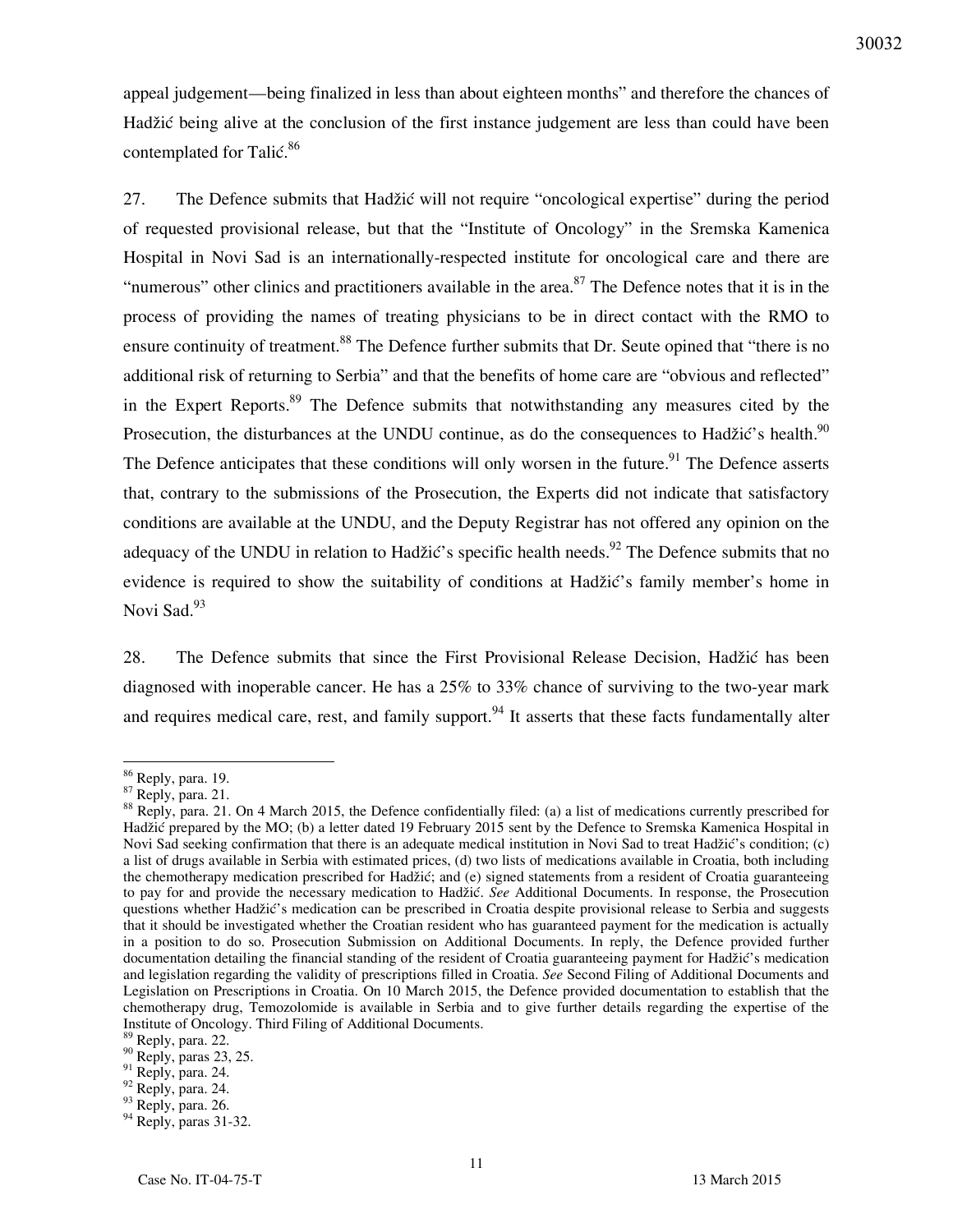appeal judgement—being finalized in less than about eighteen months" and therefore the chances of Hadžić being alive at the conclusion of the first instance judgement are less than could have been contemplated for Talić.[86]

27. The Defence submits that Hadžić will not require "oncological expertise" during the period of requested provisional release, but that the "Institute of Oncology" in the Sremska Kamenica Hospital in Novi Sad is an internationally-respected institute for oncological care and there are "numerous" other clinics and practitioners available in the area.[87] The Defence notes that it is in the process of providing the names of treating physicians to be in direct contact with the RMO to ensure continuity of treatment.[88] The Defence further submits that Dr. Seute opined that "there is no additional risk of returning to Serbia" and that the benefits of home care are "obvious and reflected" in the Expert Reports.[89] The Defence submits that notwithstanding any measures cited by the Prosecution, the disturbances at the UNDU continue, as do the consequences to Hadžić's health.[90] The Defence anticipates that these conditions will only worsen in the future.[91] The Defence asserts that, contrary to the submissions of the Prosecution, the Experts did not indicate that satisfactory conditions are available at the UNDU, and the Deputy Registrar has not offered any opinion on the adequacy of the UNDU in relation to Hadžić's specific health needs.[92] The Defence submits that no evidence is required to show the suitability of conditions at Hadžić's family member's home in Novi Sad.[93]

28. The Defence submits that since the First Provisional Release Decision, Hadžić has been diagnosed with inoperable cancer. He has a 25% to 33% chance of surviving to the two-year mark and requires medical care, rest, and family support.[94] It asserts that these facts fundamentally alter

---

[86] Reply, para. 19.

[87] Reply, para. 21.

[88] Reply, para. 21. On 4 March 2015, the Defence confidentially filed: (a) a list of medications currently prescribed for Hadžić prepared by the MO; (b) a letter dated 19 February 2015 sent by the Defence to Sremska Kamenica Hospital in Novi Sad seeking confirmation that there is an adequate medical institution in Novi Sad to treat Hadžić's condition; (c) a list of drugs available in Serbia with estimated prices, (d) two lists of medications available in Croatia, both including the chemotherapy medication prescribed for Hadžić; and (e) signed statements from a resident of Croatia guaranteeing to pay for and provide the necessary medication to Hadžić. *See* Additional Documents. In response, the Prosecution questions whether Hadžić's medication can be prescribed in Croatia despite provisional release to Serbia and suggests that it should be investigated whether the Croatian resident who has guaranteed payment for the medication is actually in a position to do so. Prosecution Submission on Additional Documents. In reply, the Defence provided further documentation detailing the financial standing of the resident of Croatia guaranteeing payment for Hadžić's medication and legislation regarding the validity of prescriptions filled in Croatia. *See* Second Filing of Additional Documents and Legislation on Prescriptions in Croatia. On 10 March 2015, the Defence provided documentation to establish that the chemotherapy drug, Temozolomide is available in Serbia and to give further details regarding the expertise of the Institute of Oncology. Third Filing of Additional Documents.

[89] Reply, para. 22.

[90] Reply, paras 23, 25.

[91] Reply, para. 24.

[92] Reply, para. 24.

[93] Reply, para. 26.

[94] Reply, paras 31-32.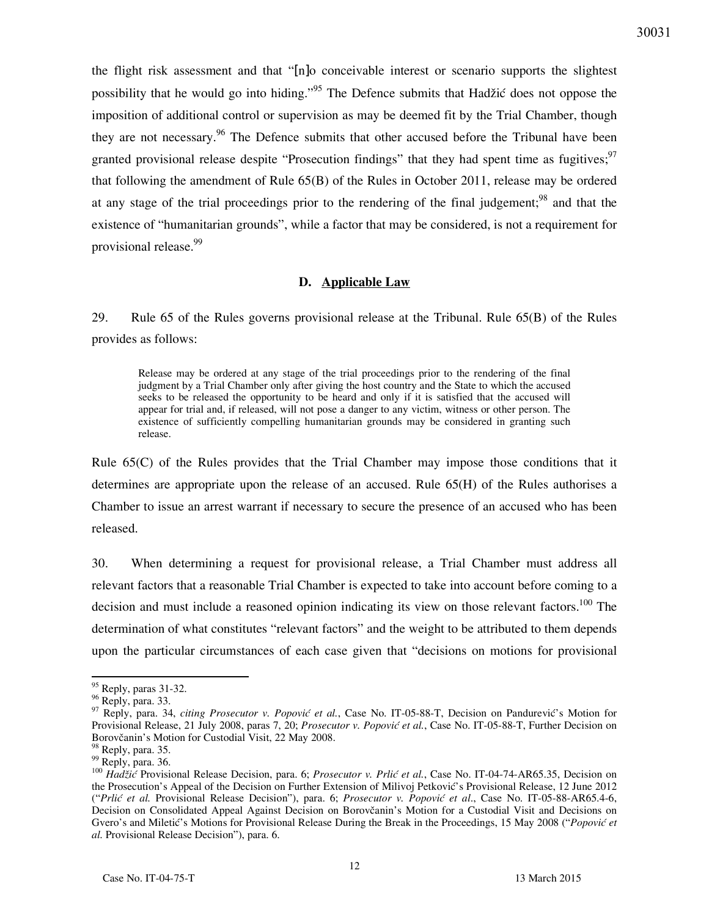the flight risk assessment and that "[n]o conceivable interest or scenario supports the slightest possibility that he would go into hiding."[95] The Defence submits that Hadžić does not oppose the imposition of additional control or supervision as may be deemed fit by the Trial Chamber, though they are not necessary.[96] The Defence submits that other accused before the Tribunal have been granted provisional release despite "Prosecution findings" that they had spent time as fugitives;[97] that following the amendment of Rule 65(B) of the Rules in October 2011, release may be ordered at any stage of the trial proceedings prior to the rendering of the final judgement;[98] and that the existence of "humanitarian grounds", while a factor that may be considered, is not a requirement for provisional release.[99]

## D. Applicable Law

29. Rule 65 of the Rules governs provisional release at the Tribunal. Rule 65(B) of the Rules provides as follows:

> Release may be ordered at any stage of the trial proceedings prior to the rendering of the final judgment by a Trial Chamber only after giving the host country and the State to which the accused seeks to be released the opportunity to be heard and only if it is satisfied that the accused will appear for trial and, if released, will not pose a danger to any victim, witness or other person. The existence of sufficiently compelling humanitarian grounds may be considered in granting such release.

Rule 65(C) of the Rules provides that the Trial Chamber may impose those conditions that it determines are appropriate upon the release of an accused. Rule 65(H) of the Rules authorises a Chamber to issue an arrest warrant if necessary to secure the presence of an accused who has been released.

30. When determining a request for provisional release, a Trial Chamber must address all relevant factors that a reasonable Trial Chamber is expected to take into account before coming to a decision and must include a reasoned opinion indicating its view on those relevant factors.[100] The determination of what constitutes "relevant factors" and the weight to be attributed to them depends upon the particular circumstances of each case given that "decisions on motions for provisional

---

[95] Reply, paras 31-32.

[96] Reply, para. 33.

[97] Reply, para. 34, *citing Prosecutor v. Popović et al.*, Case No. IT-05-88-T, Decision on Pandurević's Motion for Provisional Release, 21 July 2008, paras 7, 20; *Prosecutor v. Popović et al.*, Case No. IT-05-88-T, Further Decision on Borovčanin's Motion for Custodial Visit, 22 May 2008.

[98] Reply, para. 35.

[99] Reply, para. 36.

[100] *Hadžić* Provisional Release Decision, para. 6; *Prosecutor v. Prlić et al.*, Case No. IT-04-74-AR65.35, Decision on the Prosecution's Appeal of the Decision on Further Extension of Milivoj Petković's Provisional Release, 12 June 2012 ("*Prlić et al.* Provisional Release Decision"), para. 6; *Prosecutor v. Popović et al.*, Case No. IT-05-88-AR65.4-6, Decision on Consolidated Appeal Against Decision on Borovčanin's Motion for a Custodial Visit and Decisions on Gvero's and Miletić's Motions for Provisional Release During the Break in the Proceedings, 15 May 2008 ("*Popović et al.* Provisional Release Decision"), para. 6.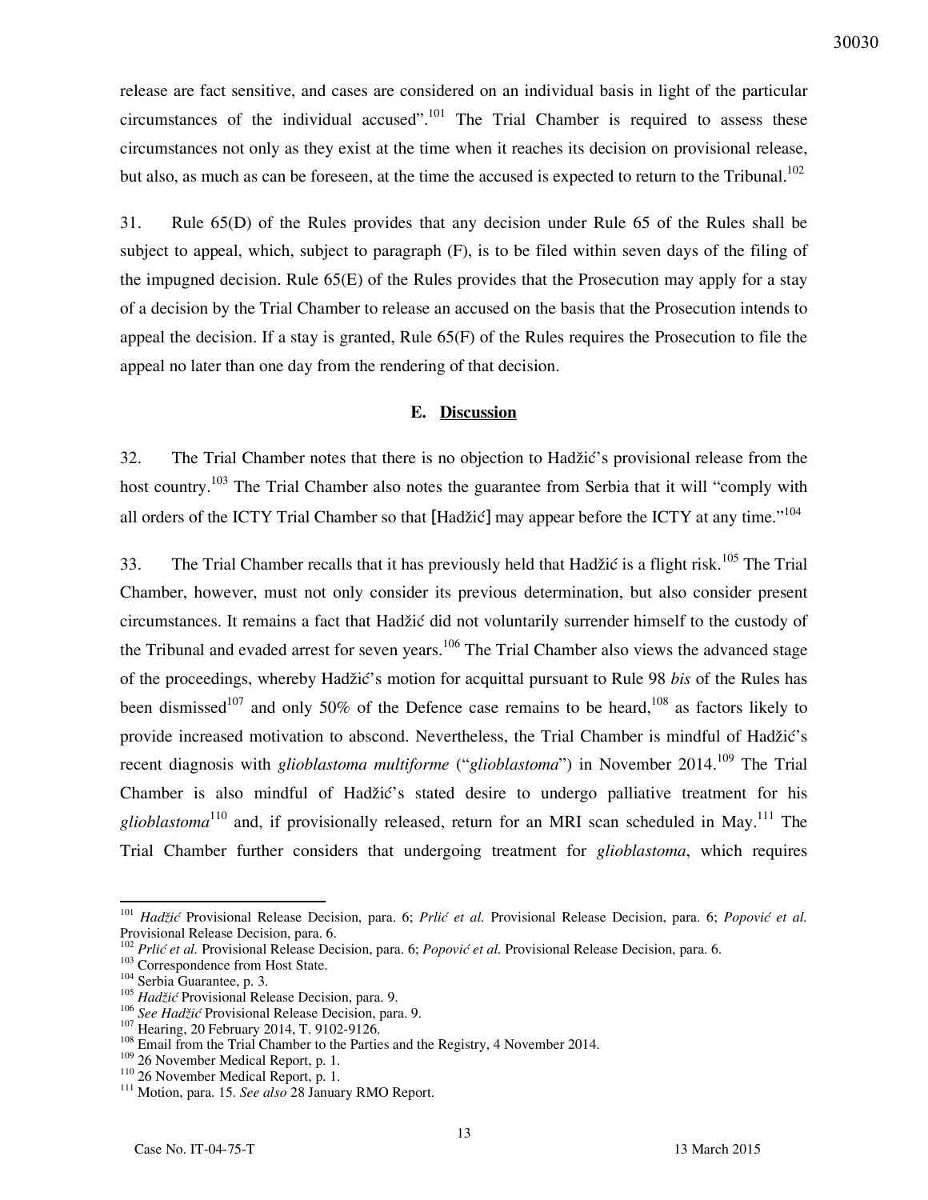release are fact sensitive, and cases are considered on an individual basis in light of the particular circumstances of the individual accused".[101] The Trial Chamber is required to assess these circumstances not only as they exist at the time when it reaches its decision on provisional release, but also, as much as can be foreseen, at the time the accused is expected to return to the Tribunal.[102]

31. Rule 65(D) of the Rules provides that any decision under Rule 65 of the Rules shall be subject to appeal, which, subject to paragraph (F), is to be filed within seven days of the filing of the impugned decision. Rule 65(E) of the Rules provides that the Prosecution may apply for a stay of a decision by the Trial Chamber to release an accused on the basis that the Prosecution intends to appeal the decision. If a stay is granted, Rule 65(F) of the Rules requires the Prosecution to file the appeal no later than one day from the rendering of that decision.

### E. Discussion

32. The Trial Chamber notes that there is no objection to Hadžić's provisional release from the host country.[103] The Trial Chamber also notes the guarantee from Serbia that it will "comply with all orders of the ICTY Trial Chamber so that [Hadžić] may appear before the ICTY at any time."[104]

33. The Trial Chamber recalls that it has previously held that Hadžić is a flight risk.[105] The Trial Chamber, however, must not only consider its previous determination, but also consider present circumstances. It remains a fact that Hadžić did not voluntarily surrender himself to the custody of the Tribunal and evaded arrest for seven years.[106] The Trial Chamber also views the advanced stage of the proceedings, whereby Hadžić's motion for acquittal pursuant to Rule 98 *bis* of the Rules has been dismissed[107] and only 50% of the Defence case remains to be heard,[108] as factors likely to provide increased motivation to abscond. Nevertheless, the Trial Chamber is mindful of Hadžić's recent diagnosis with *glioblastoma multiforme* ("*glioblastoma*") in November 2014.[109] The Trial Chamber is also mindful of Hadžić's stated desire to undergo palliative treatment for his *glioblastoma*[110] and, if provisionally released, return for an MRI scan scheduled in May.[111] The Trial Chamber further considers that undergoing treatment for *glioblastoma*, which requires

---

[101] *Hadžić* Provisional Release Decision, para. 6; *Prlić et al.* Provisional Release Decision, para. 6; *Popović et al.* Provisional Release Decision, para. 6.
[102] *Prlić et al.* Provisional Release Decision, para. 6; *Popović et al.* Provisional Release Decision, para. 6.
[103] Correspondence from Host State.
[104] Serbia Guarantee, p. 3.
[105] *Hadžić* Provisional Release Decision, para. 9.
[106] *See Hadžić* Provisional Release Decision, para. 9.
[107] Hearing, 20 February 2014, T. 9102-9126.
[108] Email from the Trial Chamber to the Parties and the Registry, 4 November 2014.
[109] 26 November Medical Report, p. 1.
[110] 26 November Medical Report, p. 1.
[111] Motion, para. 15. *See also* 28 January RMO Report.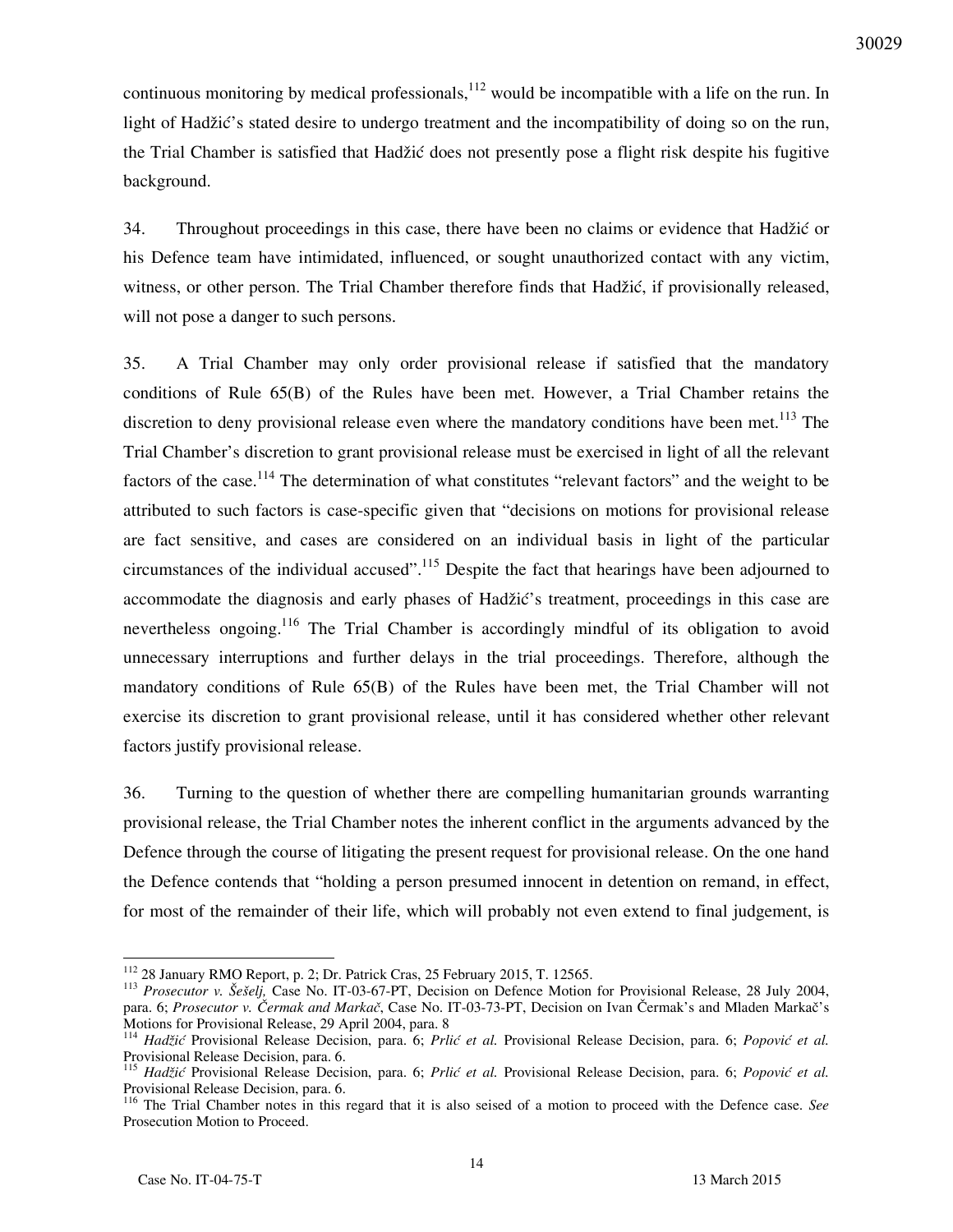continuous monitoring by medical professionals,[112] would be incompatible with a life on the run. In light of Hadžić's stated desire to undergo treatment and the incompatibility of doing so on the run, the Trial Chamber is satisfied that Hadžić does not presently pose a flight risk despite his fugitive background.

34. Throughout proceedings in this case, there have been no claims or evidence that Hadžić or his Defence team have intimidated, influenced, or sought unauthorized contact with any victim, witness, or other person. The Trial Chamber therefore finds that Hadžić, if provisionally released, will not pose a danger to such persons.

35. A Trial Chamber may only order provisional release if satisfied that the mandatory conditions of Rule 65(B) of the Rules have been met. However, a Trial Chamber retains the discretion to deny provisional release even where the mandatory conditions have been met.[113] The Trial Chamber's discretion to grant provisional release must be exercised in light of all the relevant factors of the case.[114] The determination of what constitutes "relevant factors" and the weight to be attributed to such factors is case-specific given that "decisions on motions for provisional release are fact sensitive, and cases are considered on an individual basis in light of the particular circumstances of the individual accused".[115] Despite the fact that hearings have been adjourned to accommodate the diagnosis and early phases of Hadžić's treatment, proceedings in this case are nevertheless ongoing.[116] The Trial Chamber is accordingly mindful of its obligation to avoid unnecessary interruptions and further delays in the trial proceedings. Therefore, although the mandatory conditions of Rule 65(B) of the Rules have been met, the Trial Chamber will not exercise its discretion to grant provisional release, until it has considered whether other relevant factors justify provisional release.

36. Turning to the question of whether there are compelling humanitarian grounds warranting provisional release, the Trial Chamber notes the inherent conflict in the arguments advanced by the Defence through the course of litigating the present request for provisional release. On the one hand the Defence contends that "holding a person presumed innocent in detention on remand, in effect, for most of the remainder of their life, which will probably not even extend to final judgement, is

---

[112] 28 January RMO Report, p. 2; Dr. Patrick Cras, 25 February 2015, T. 12565.

[113] *Prosecutor v. Šešelj*, Case No. IT-03-67-PT, Decision on Defence Motion for Provisional Release, 28 July 2004, para. 6; *Prosecutor v. Čermak and Markač*, Case No. IT-03-73-PT, Decision on Ivan Čermak's and Mladen Markač's Motions for Provisional Release, 29 April 2004, para. 8

[114] *Hadžić* Provisional Release Decision, para. 6; *Prlić et al.* Provisional Release Decision, para. 6; *Popović et al.* Provisional Release Decision, para. 6.

[115] *Hadžić* Provisional Release Decision, para. 6; *Prlić et al.* Provisional Release Decision, para. 6; *Popović et al.* Provisional Release Decision, para. 6.

[116] The Trial Chamber notes in this regard that it is also seised of a motion to proceed with the Defence case. *See* Prosecution Motion to Proceed.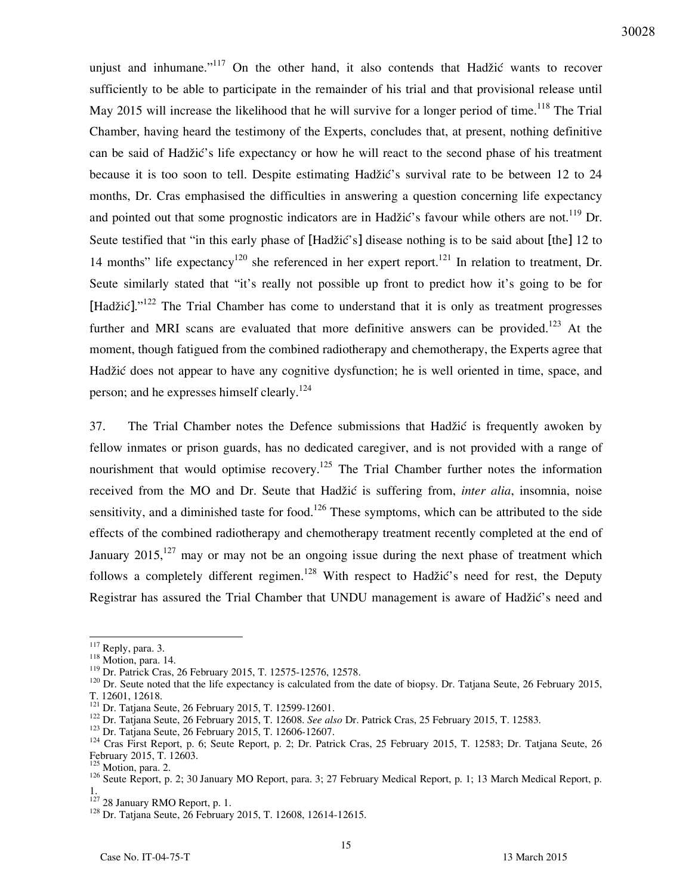unjust and inhumane."[117] On the other hand, it also contends that Hadžić wants to recover sufficiently to be able to participate in the remainder of his trial and that provisional release until May 2015 will increase the likelihood that he will survive for a longer period of time.[118] The Trial Chamber, having heard the testimony of the Experts, concludes that, at present, nothing definitive can be said of Hadžić's life expectancy or how he will react to the second phase of his treatment because it is too soon to tell. Despite estimating Hadžić's survival rate to be between 12 to 24 months, Dr. Cras emphasised the difficulties in answering a question concerning life expectancy and pointed out that some prognostic indicators are in Hadžić's favour while others are not.[119] Dr. Seute testified that "in this early phase of [Hadžić's] disease nothing is to be said about [the] 12 to 14 months" life expectancy[120] she referenced in her expert report.[121] In relation to treatment, Dr. Seute similarly stated that "it's really not possible up front to predict how it's going to be for [Hadžić]."[122] The Trial Chamber has come to understand that it is only as treatment progresses further and MRI scans are evaluated that more definitive answers can be provided.[123] At the moment, though fatigued from the combined radiotherapy and chemotherapy, the Experts agree that Hadžić does not appear to have any cognitive dysfunction; he is well oriented in time, space, and person; and he expresses himself clearly.[124]

37. The Trial Chamber notes the Defence submissions that Hadžić is frequently awoken by fellow inmates or prison guards, has no dedicated caregiver, and is not provided with a range of nourishment that would optimise recovery.[125] The Trial Chamber further notes the information received from the MO and Dr. Seute that Hadžić is suffering from, *inter alia*, insomnia, noise sensitivity, and a diminished taste for food.[126] These symptoms, which can be attributed to the side effects of the combined radiotherapy and chemotherapy treatment recently completed at the end of January 2015,[127] may or may not be an ongoing issue during the next phase of treatment which follows a completely different regimen.[128] With respect to Hadžić's need for rest, the Deputy Registrar has assured the Trial Chamber that UNDU management is aware of Hadžić's need and

---

[117] Reply, para. 3.

[118] Motion, para. 14.

[119] Dr. Patrick Cras, 26 February 2015, T. 12575-12576, 12578.

[120] Dr. Seute noted that the life expectancy is calculated from the date of biopsy. Dr. Tatjana Seute, 26 February 2015, T. 12601, 12618.

[121] Dr. Tatjana Seute, 26 February 2015, T. 12599-12601.

[122] Dr. Tatjana Seute, 26 February 2015, T. 12608. *See also* Dr. Patrick Cras, 25 February 2015, T. 12583.

[123] Dr. Tatjana Seute, 26 February 2015, T. 12606-12607.

[124] Cras First Report, p. 6; Seute Report, p. 2; Dr. Patrick Cras, 25 February 2015, T. 12583; Dr. Tatjana Seute, 26 February 2015, T. 12603.

[125] Motion, para. 2.

[126] Seute Report, p. 2; 30 January MO Report, para. 3; 27 February Medical Report, p. 1; 13 March Medical Report, p. 1.

[127] 28 January RMO Report, p. 1.

[128] Dr. Tatjana Seute, 26 February 2015, T. 12608, 12614-12615.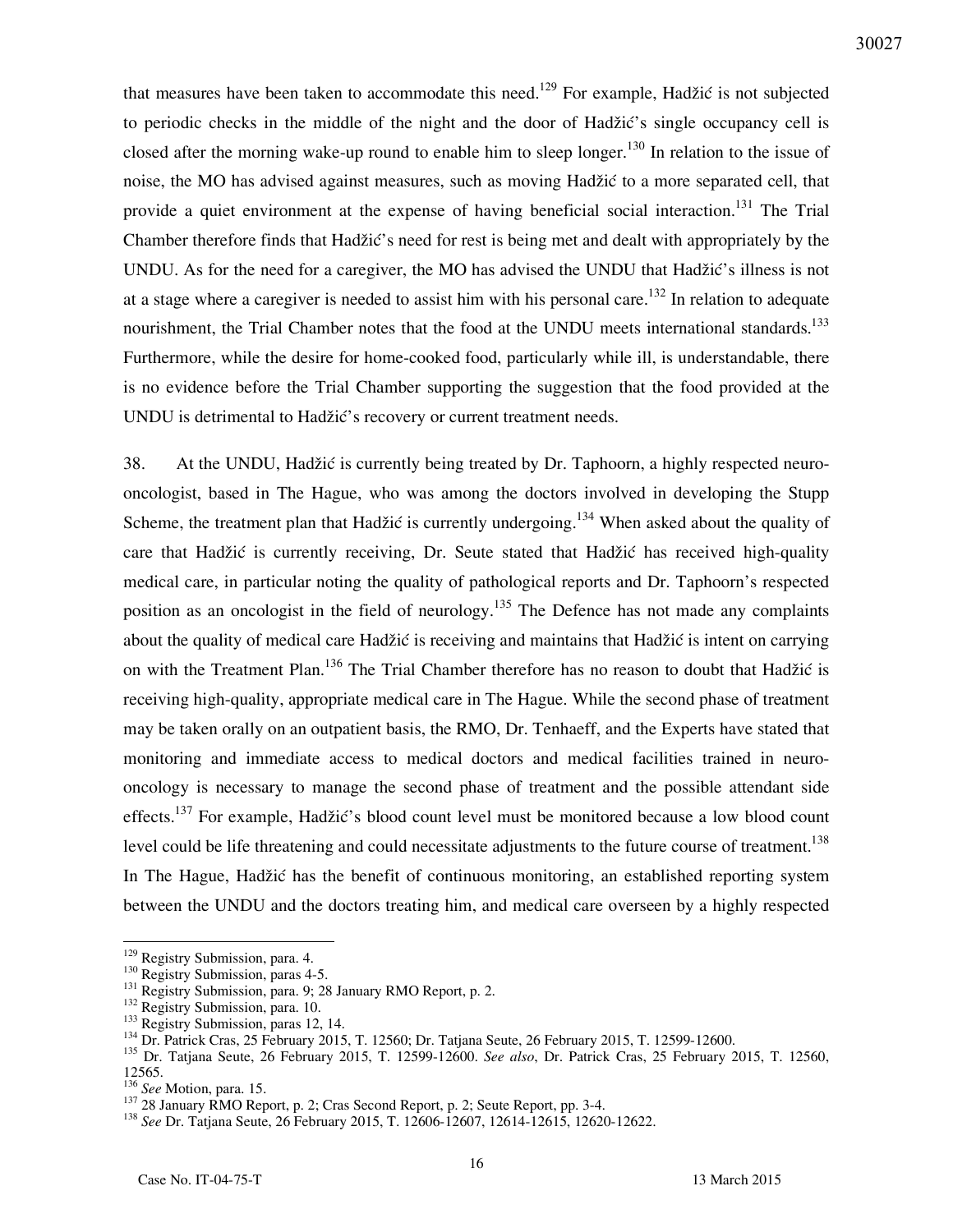that measures have been taken to accommodate this need.[129] For example, Hadžić is not subjected to periodic checks in the middle of the night and the door of Hadžić's single occupancy cell is closed after the morning wake-up round to enable him to sleep longer.[130] In relation to the issue of noise, the MO has advised against measures, such as moving Hadžić to a more separated cell, that provide a quiet environment at the expense of having beneficial social interaction.[131] The Trial Chamber therefore finds that Hadžić's need for rest is being met and dealt with appropriately by the UNDU. As for the need for a caregiver, the MO has advised the UNDU that Hadžić's illness is not at a stage where a caregiver is needed to assist him with his personal care.[132] In relation to adequate nourishment, the Trial Chamber notes that the food at the UNDU meets international standards.[133] Furthermore, while the desire for home-cooked food, particularly while ill, is understandable, there is no evidence before the Trial Chamber supporting the suggestion that the food provided at the UNDU is detrimental to Hadžić's recovery or current treatment needs.

38. At the UNDU, Hadžić is currently being treated by Dr. Taphoorn, a highly respected neuro-oncologist, based in The Hague, who was among the doctors involved in developing the Stupp Scheme, the treatment plan that Hadžić is currently undergoing.[134] When asked about the quality of care that Hadžić is currently receiving, Dr. Seute stated that Hadžić has received high-quality medical care, in particular noting the quality of pathological reports and Dr. Taphoorn's respected position as an oncologist in the field of neurology.[135] The Defence has not made any complaints about the quality of medical care Hadžić is receiving and maintains that Hadžić is intent on carrying on with the Treatment Plan.[136] The Trial Chamber therefore has no reason to doubt that Hadžić is receiving high-quality, appropriate medical care in The Hague. While the second phase of treatment may be taken orally on an outpatient basis, the RMO, Dr. Tenhaeff, and the Experts have stated that monitoring and immediate access to medical doctors and medical facilities trained in neuro-oncology is necessary to manage the second phase of treatment and the possible attendant side effects.[137] For example, Hadžić's blood count level must be monitored because a low blood count level could be life threatening and could necessitate adjustments to the future course of treatment.[138] In The Hague, Hadžić has the benefit of continuous monitoring, an established reporting system between the UNDU and the doctors treating him, and medical care overseen by a highly respected

[129] Registry Submission, para. 4.
[130] Registry Submission, paras 4-5.
[131] Registry Submission, para. 9; 28 January RMO Report, p. 2.
[132] Registry Submission, para. 10.
[133] Registry Submission, paras 12, 14.
[134] Dr. Patrick Cras, 25 February 2015, T. 12560; Dr. Tatjana Seute, 26 February 2015, T. 12599-12600.
[135] Dr. Tatjana Seute, 26 February 2015, T. 12599-12600. *See also*, Dr. Patrick Cras, 25 February 2015, T. 12560, 12565.
[136] *See* Motion, para. 15.
[137] 28 January RMO Report, p. 2; Cras Second Report, p. 2; Seute Report, pp. 3-4.
[138] *See* Dr. Tatjana Seute, 26 February 2015, T. 12606-12607, 12614-12615, 12620-12622.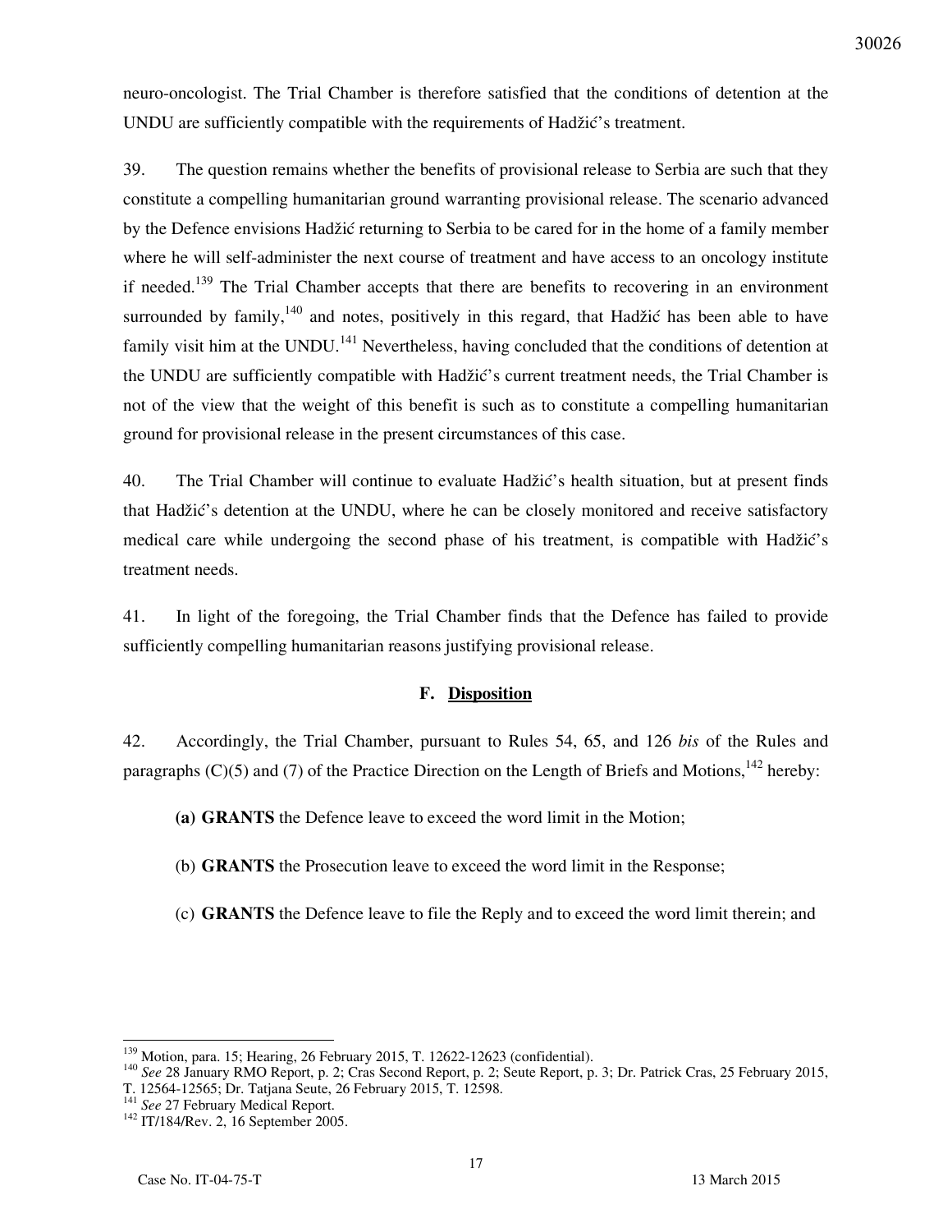neuro-oncologist. The Trial Chamber is therefore satisfied that the conditions of detention at the UNDU are sufficiently compatible with the requirements of Hadžić's treatment.

39. The question remains whether the benefits of provisional release to Serbia are such that they constitute a compelling humanitarian ground warranting provisional release. The scenario advanced by the Defence envisions Hadžić returning to Serbia to be cared for in the home of a family member where he will self-administer the next course of treatment and have access to an oncology institute if needed.[139] The Trial Chamber accepts that there are benefits to recovering in an environment surrounded by family,[140] and notes, positively in this regard, that Hadžić has been able to have family visit him at the UNDU.[141] Nevertheless, having concluded that the conditions of detention at the UNDU are sufficiently compatible with Hadžić's current treatment needs, the Trial Chamber is not of the view that the weight of this benefit is such as to constitute a compelling humanitarian ground for provisional release in the present circumstances of this case.

40. The Trial Chamber will continue to evaluate Hadžić's health situation, but at present finds that Hadžić's detention at the UNDU, where he can be closely monitored and receive satisfactory medical care while undergoing the second phase of his treatment, is compatible with Hadžić's treatment needs.

41. In light of the foregoing, the Trial Chamber finds that the Defence has failed to provide sufficiently compelling humanitarian reasons justifying provisional release.

### F. Disposition

42. Accordingly, the Trial Chamber, pursuant to Rules 54, 65, and 126 *bis* of the Rules and paragraphs (C)(5) and (7) of the Practice Direction on the Length of Briefs and Motions,[142] hereby:

**(a) GRANTS** the Defence leave to exceed the word limit in the Motion;

(b) **GRANTS** the Prosecution leave to exceed the word limit in the Response;

(c) **GRANTS** the Defence leave to file the Reply and to exceed the word limit therein; and

---

[139] Motion, para. 15; Hearing, 26 February 2015, T. 12622-12623 (confidential).

[140] *See* 28 January RMO Report, p. 2; Cras Second Report, p. 2; Seute Report, p. 3; Dr. Patrick Cras, 25 February 2015, T. 12564-12565; Dr. Tatjana Seute, 26 February 2015, T. 12598.

[141] *See* 27 February Medical Report.

[142] IT/184/Rev. 2, 16 September 2005.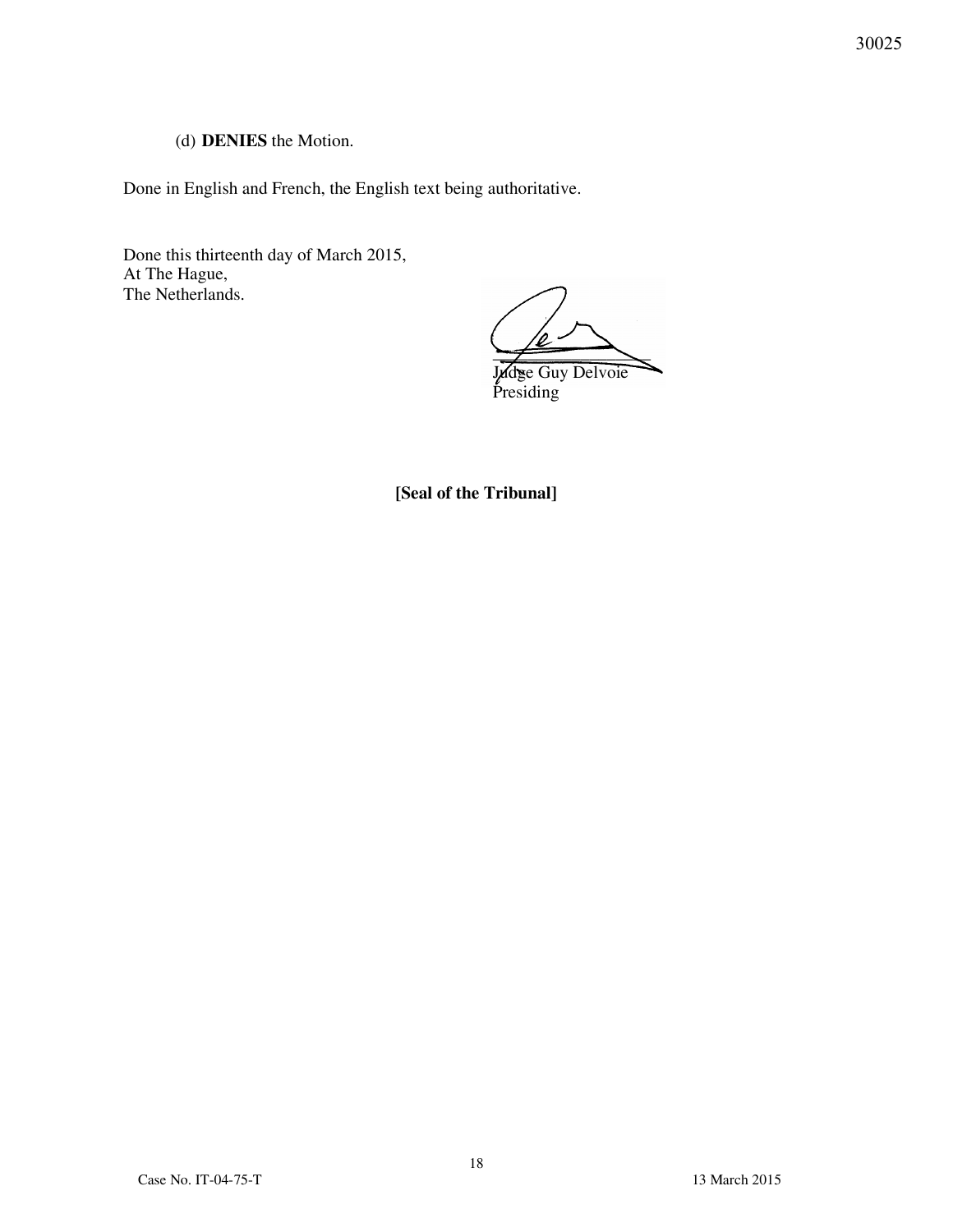(d) **DENIES** the Motion.

Done in English and French, the English text being authoritative.

Done this thirteenth day of March 2015,
At The Hague,
The Netherlands.

Judge Guy Delvoie
Presiding

**[Seal of the Tribunal]**